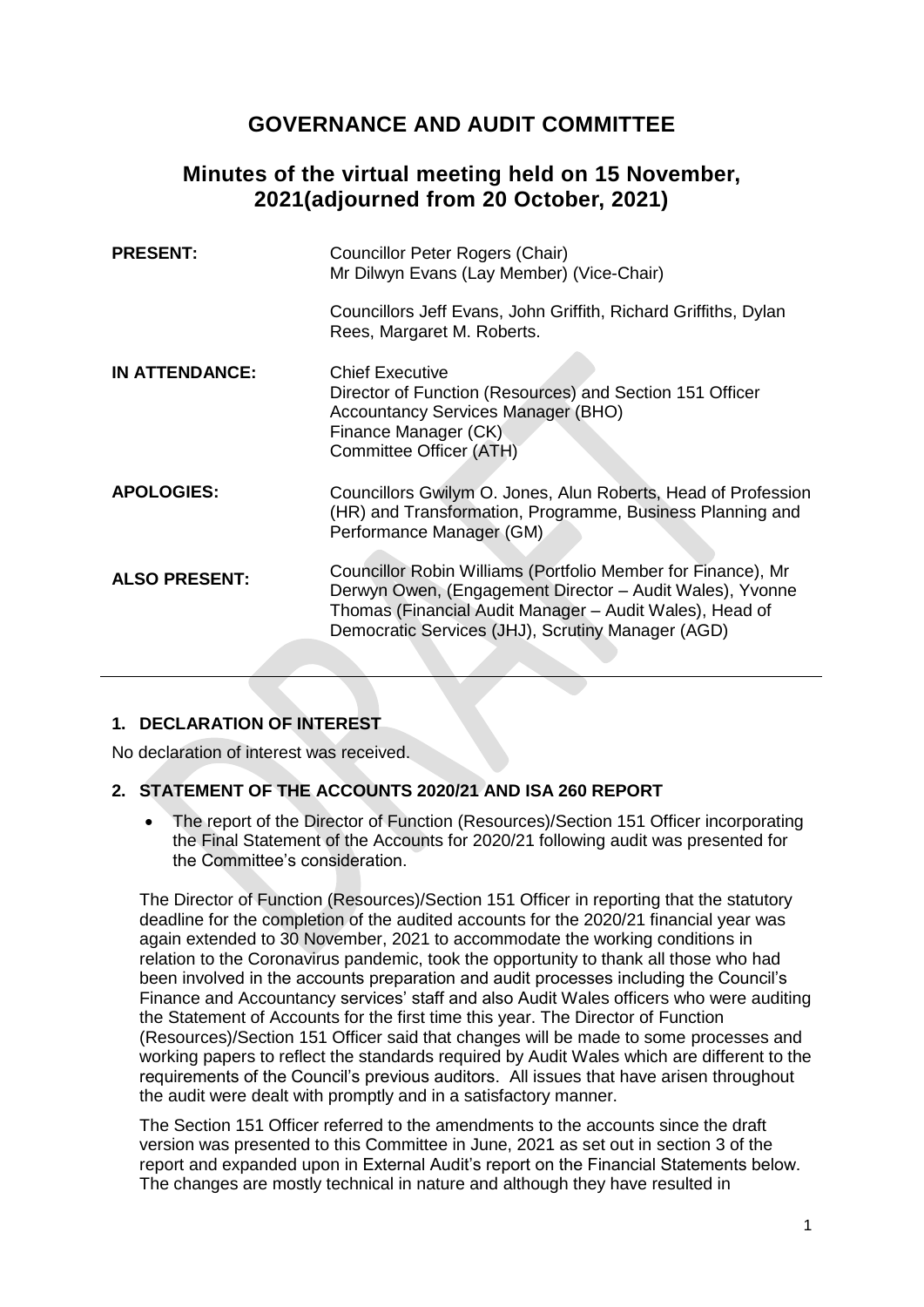# GOVERNANCE AND AUDIT COMMITTEE

## Minutes of the virtual meeting held on 15 November, 2021(adjourned from 20 October, 2021)

| | |
|---|---|
| **PRESENT:** | Councillor Peter Rogers (Chair)<br>Mr Dilwyn Evans (Lay Member) (Vice-Chair)<br><br>Councillors Jeff Evans, John Griffith, Richard Griffiths, Dylan Rees, Margaret M. Roberts. |
| **IN ATTENDANCE:** | Chief Executive<br>Director of Function (Resources) and Section 151 Officer<br>Accountancy Services Manager (BHO)<br>Finance Manager (CK)<br>Committee Officer (ATH) |
| **APOLOGIES:** | Councillors Gwilym O. Jones, Alun Roberts, Head of Profession (HR) and Transformation, Programme, Business Planning and Performance Manager (GM) |
| **ALSO PRESENT:** | Councillor Robin Williams (Portfolio Member for Finance), Mr Derwyn Owen, (Engagement Director – Audit Wales), Yvonne Thomas (Financial Audit Manager – Audit Wales), Head of Democratic Services (JHJ), Scrutiny Manager (AGD) |

### 1. DECLARATION OF INTEREST

No declaration of interest was received.

### 2. STATEMENT OF THE ACCOUNTS 2020/21 AND ISA 260 REPORT

- The report of the Director of Function (Resources)/Section 151 Officer incorporating the Final Statement of the Accounts for 2020/21 following audit was presented for the Committee's consideration.

The Director of Function (Resources)/Section 151 Officer in reporting that the statutory deadline for the completion of the audited accounts for the 2020/21 financial year was again extended to 30 November, 2021 to accommodate the working conditions in relation to the Coronavirus pandemic, took the opportunity to thank all those who had been involved in the accounts preparation and audit processes including the Council's Finance and Accountancy services' staff and also Audit Wales officers who were auditing the Statement of Accounts for the first time this year. The Director of Function (Resources)/Section 151 Officer said that changes will be made to some processes and working papers to reflect the standards required by Audit Wales which are different to the requirements of the Council's previous auditors. All issues that have arisen throughout the audit were dealt with promptly and in a satisfactory manner.

The Section 151 Officer referred to the amendments to the accounts since the draft version was presented to this Committee in June, 2021 as set out in section 3 of the report and expanded upon in External Audit's report on the Financial Statements below. The changes are mostly technical in nature and although they have resulted in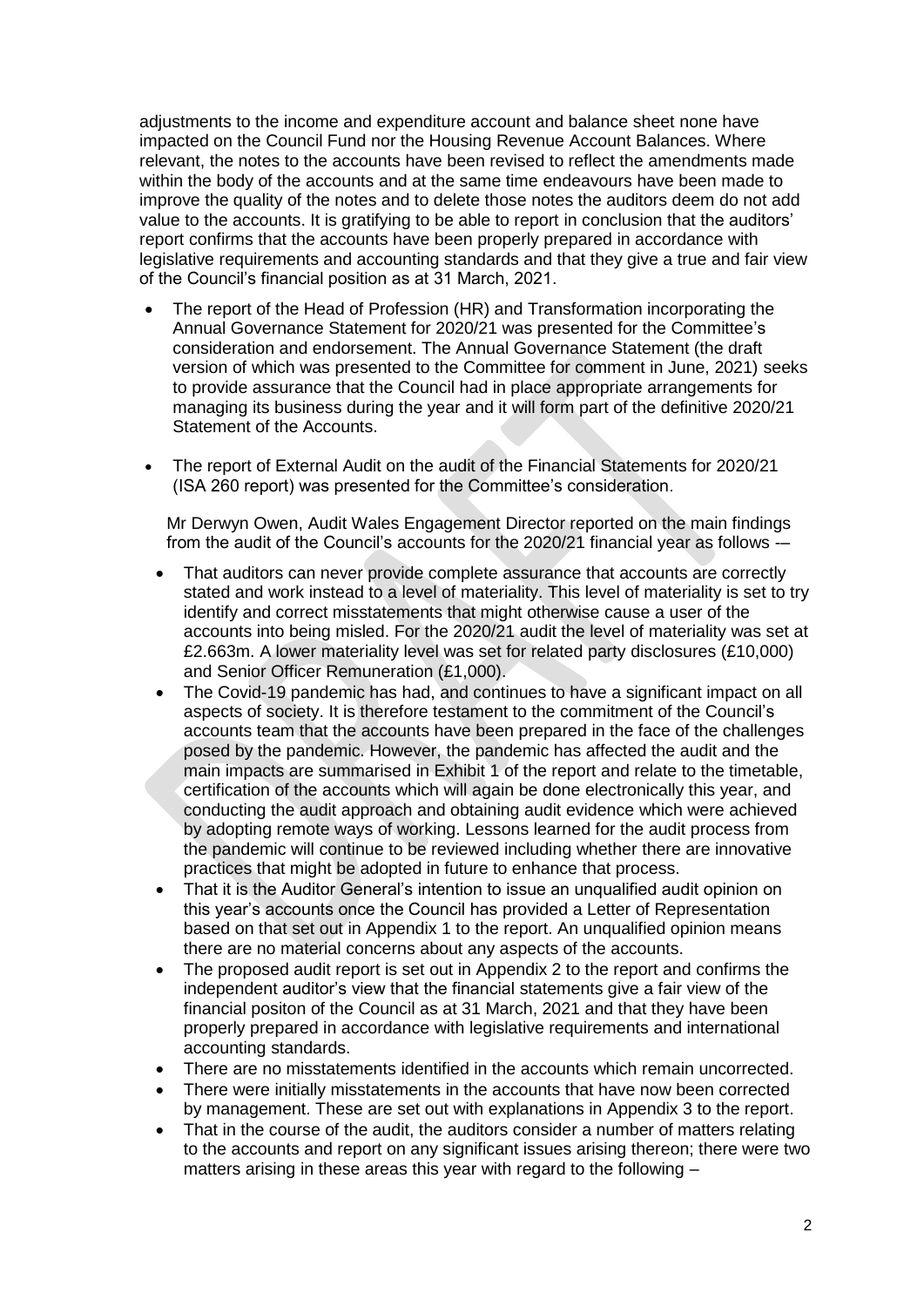adjustments to the income and expenditure account and balance sheet none have impacted on the Council Fund nor the Housing Revenue Account Balances. Where relevant, the notes to the accounts have been revised to reflect the amendments made within the body of the accounts and at the same time endeavours have been made to improve the quality of the notes and to delete those notes the auditors deem do not add value to the accounts. It is gratifying to be able to report in conclusion that the auditors' report confirms that the accounts have been properly prepared in accordance with legislative requirements and accounting standards and that they give a true and fair view of the Council's financial position as at 31 March, 2021.

- The report of the Head of Profession (HR) and Transformation incorporating the Annual Governance Statement for 2020/21 was presented for the Committee's consideration and endorsement. The Annual Governance Statement (the draft version of which was presented to the Committee for comment in June, 2021) seeks to provide assurance that the Council had in place appropriate arrangements for managing its business during the year and it will form part of the definitive 2020/21 Statement of the Accounts.

- The report of External Audit on the audit of the Financial Statements for 2020/21 (ISA 260 report) was presented for the Committee's consideration.

  Mr Derwyn Owen, Audit Wales Engagement Director reported on the main findings from the audit of the Council's accounts for the 2020/21 financial year as follows -–

  - That auditors can never provide complete assurance that accounts are correctly stated and work instead to a level of materiality. This level of materiality is set to try identify and correct misstatements that might otherwise cause a user of the accounts into being misled. For the 2020/21 audit the level of materiality was set at £2.663m. A lower materiality level was set for related party disclosures (£10,000) and Senior Officer Remuneration (£1,000).
  - The Covid-19 pandemic has had, and continues to have a significant impact on all aspects of society. It is therefore testament to the commitment of the Council's accounts team that the accounts have been prepared in the face of the challenges posed by the pandemic. However, the pandemic has affected the audit and the main impacts are summarised in Exhibit 1 of the report and relate to the timetable, certification of the accounts which will again be done electronically this year, and conducting the audit approach and obtaining audit evidence which were achieved by adopting remote ways of working. Lessons learned for the audit process from the pandemic will continue to be reviewed including whether there are innovative practices that might be adopted in future to enhance that process.
  - That it is the Auditor General's intention to issue an unqualified audit opinion on this year's accounts once the Council has provided a Letter of Representation based on that set out in Appendix 1 to the report. An unqualified opinion means there are no material concerns about any aspects of the accounts.
  - The proposed audit report is set out in Appendix 2 to the report and confirms the independent auditor's view that the financial statements give a fair view of the financial positon of the Council as at 31 March, 2021 and that they have been properly prepared in accordance with legislative requirements and international accounting standards.
  - There are no misstatements identified in the accounts which remain uncorrected.
  - There were initially misstatements in the accounts that have now been corrected by management. These are set out with explanations in Appendix 3 to the report.
  - That in the course of the audit, the auditors consider a number of matters relating to the accounts and report on any significant issues arising thereon; there were two matters arising in these areas this year with regard to the following –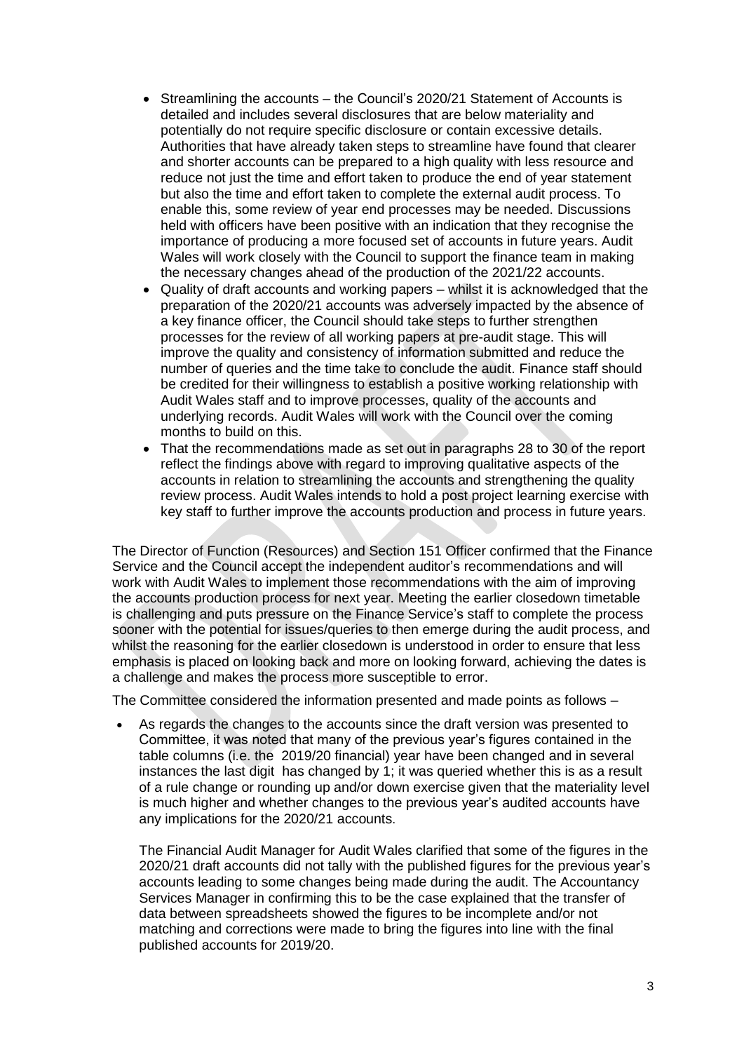- Streamlining the accounts – the Council's 2020/21 Statement of Accounts is detailed and includes several disclosures that are below materiality and potentially do not require specific disclosure or contain excessive details. Authorities that have already taken steps to streamline have found that clearer and shorter accounts can be prepared to a high quality with less resource and reduce not just the time and effort taken to produce the end of year statement but also the time and effort taken to complete the external audit process. To enable this, some review of year end processes may be needed. Discussions held with officers have been positive with an indication that they recognise the importance of producing a more focused set of accounts in future years. Audit Wales will work closely with the Council to support the finance team in making the necessary changes ahead of the production of the 2021/22 accounts.
- Quality of draft accounts and working papers – whilst it is acknowledged that the preparation of the 2020/21 accounts was adversely impacted by the absence of a key finance officer, the Council should take steps to further strengthen processes for the review of all working papers at pre-audit stage. This will improve the quality and consistency of information submitted and reduce the number of queries and the time take to conclude the audit. Finance staff should be credited for their willingness to establish a positive working relationship with Audit Wales staff and to improve processes, quality of the accounts and underlying records. Audit Wales will work with the Council over the coming months to build on this.
- That the recommendations made as set out in paragraphs 28 to 30 of the report reflect the findings above with regard to improving qualitative aspects of the accounts in relation to streamlining the accounts and strengthening the quality review process. Audit Wales intends to hold a post project learning exercise with key staff to further improve the accounts production and process in future years.

The Director of Function (Resources) and Section 151 Officer confirmed that the Finance Service and the Council accept the independent auditor's recommendations and will work with Audit Wales to implement those recommendations with the aim of improving the accounts production process for next year. Meeting the earlier closedown timetable is challenging and puts pressure on the Finance Service's staff to complete the process sooner with the potential for issues/queries to then emerge during the audit process, and whilst the reasoning for the earlier closedown is understood in order to ensure that less emphasis is placed on looking back and more on looking forward, achieving the dates is a challenge and makes the process more susceptible to error.

The Committee considered the information presented and made points as follows –

- As regards the changes to the accounts since the draft version was presented to Committee, it was noted that many of the previous year's figures contained in the table columns (i.e. the 2019/20 financial) year have been changed and in several instances the last digit has changed by 1; it was queried whether this is as a result of a rule change or rounding up and/or down exercise given that the materiality level is much higher and whether changes to the previous year's audited accounts have any implications for the 2020/21 accounts.

  The Financial Audit Manager for Audit Wales clarified that some of the figures in the 2020/21 draft accounts did not tally with the published figures for the previous year's accounts leading to some changes being made during the audit. The Accountancy Services Manager in confirming this to be the case explained that the transfer of data between spreadsheets showed the figures to be incomplete and/or not matching and corrections were made to bring the figures into line with the final published accounts for 2019/20.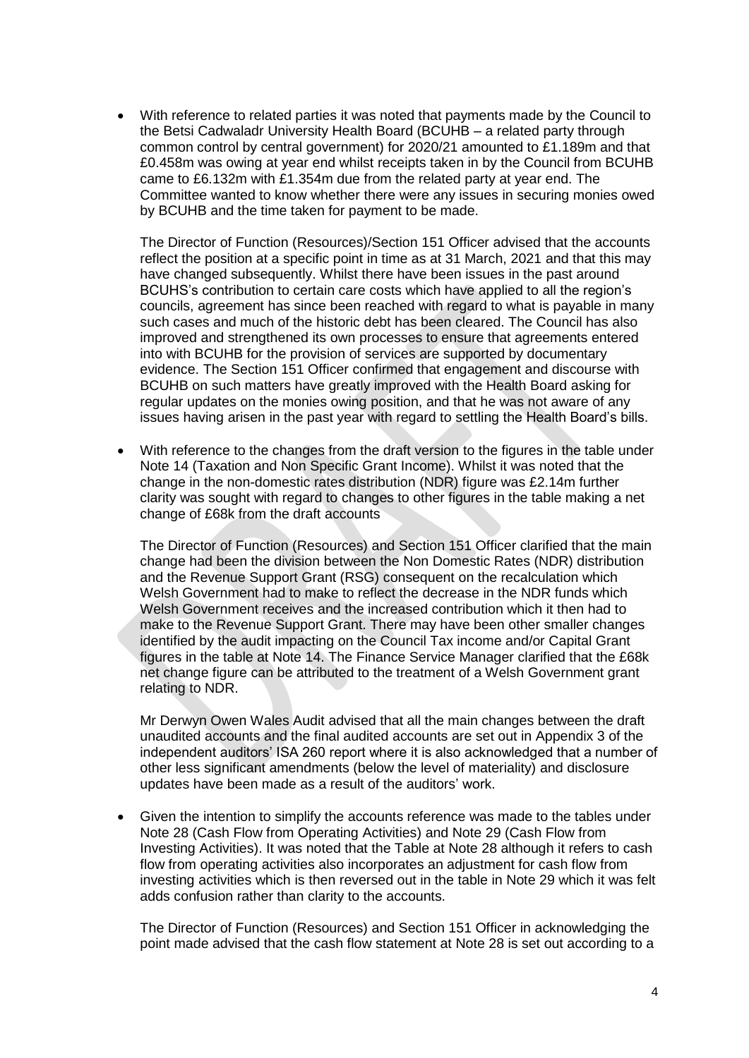- With reference to related parties it was noted that payments made by the Council to the Betsi Cadwaladr University Health Board (BCUHB – a related party through common control by central government) for 2020/21 amounted to £1.189m and that £0.458m was owing at year end whilst receipts taken in by the Council from BCUHB came to £6.132m with £1.354m due from the related party at year end. The Committee wanted to know whether there were any issues in securing monies owed by BCUHB and the time taken for payment to be made.

  The Director of Function (Resources)/Section 151 Officer advised that the accounts reflect the position at a specific point in time as at 31 March, 2021 and that this may have changed subsequently. Whilst there have been issues in the past around BCUHS's contribution to certain care costs which have applied to all the region's councils, agreement has since been reached with regard to what is payable in many such cases and much of the historic debt has been cleared. The Council has also improved and strengthened its own processes to ensure that agreements entered into with BCUHB for the provision of services are supported by documentary evidence. The Section 151 Officer confirmed that engagement and discourse with BCUHB on such matters have greatly improved with the Health Board asking for regular updates on the monies owing position, and that he was not aware of any issues having arisen in the past year with regard to settling the Health Board's bills.

- With reference to the changes from the draft version to the figures in the table under Note 14 (Taxation and Non Specific Grant Income). Whilst it was noted that the change in the non-domestic rates distribution (NDR) figure was £2.14m further clarity was sought with regard to changes to other figures in the table making a net change of £68k from the draft accounts

  The Director of Function (Resources) and Section 151 Officer clarified that the main change had been the division between the Non Domestic Rates (NDR) distribution and the Revenue Support Grant (RSG) consequent on the recalculation which Welsh Government had to make to reflect the decrease in the NDR funds which Welsh Government receives and the increased contribution which it then had to make to the Revenue Support Grant. There may have been other smaller changes identified by the audit impacting on the Council Tax income and/or Capital Grant figures in the table at Note 14. The Finance Service Manager clarified that the £68k net change figure can be attributed to the treatment of a Welsh Government grant relating to NDR.

  Mr Derwyn Owen Wales Audit advised that all the main changes between the draft unaudited accounts and the final audited accounts are set out in Appendix 3 of the independent auditors' ISA 260 report where it is also acknowledged that a number of other less significant amendments (below the level of materiality) and disclosure updates have been made as a result of the auditors' work.

- Given the intention to simplify the accounts reference was made to the tables under Note 28 (Cash Flow from Operating Activities) and Note 29 (Cash Flow from Investing Activities). It was noted that the Table at Note 28 although it refers to cash flow from operating activities also incorporates an adjustment for cash flow from investing activities which is then reversed out in the table in Note 29 which it was felt adds confusion rather than clarity to the accounts.

  The Director of Function (Resources) and Section 151 Officer in acknowledging the point made advised that the cash flow statement at Note 28 is set out according to a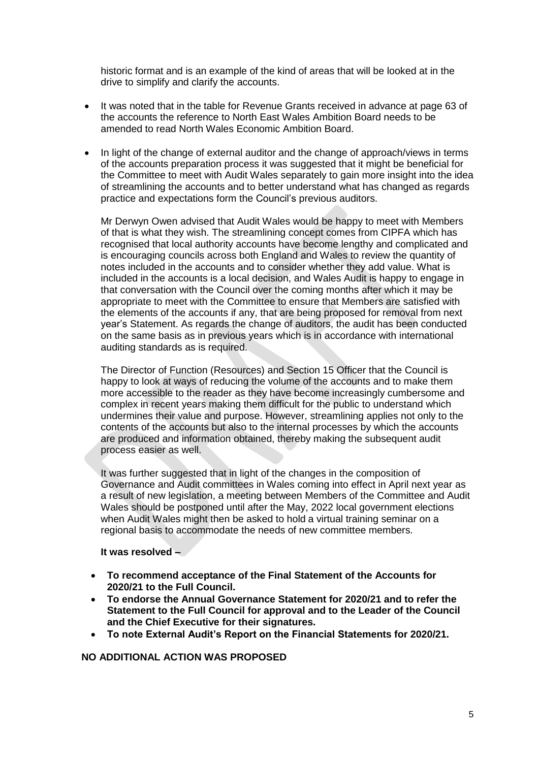historic format and is an example of the kind of areas that will be looked at in the drive to simplify and clarify the accounts.

- It was noted that in the table for Revenue Grants received in advance at page 63 of the accounts the reference to North East Wales Ambition Board needs to be amended to read North Wales Economic Ambition Board.

- In light of the change of external auditor and the change of approach/views in terms of the accounts preparation process it was suggested that it might be beneficial for the Committee to meet with Audit Wales separately to gain more insight into the idea of streamlining the accounts and to better understand what has changed as regards practice and expectations form the Council's previous auditors.

  Mr Derwyn Owen advised that Audit Wales would be happy to meet with Members of that is what they wish. The streamlining concept comes from CIPFA which has recognised that local authority accounts have become lengthy and complicated and is encouraging councils across both England and Wales to review the quantity of notes included in the accounts and to consider whether they add value. What is included in the accounts is a local decision, and Wales Audit is happy to engage in that conversation with the Council over the coming months after which it may be appropriate to meet with the Committee to ensure that Members are satisfied with the elements of the accounts if any, that are being proposed for removal from next year's Statement. As regards the change of auditors, the audit has been conducted on the same basis as in previous years which is in accordance with international auditing standards as is required.

  The Director of Function (Resources) and Section 15 Officer that the Council is happy to look at ways of reducing the volume of the accounts and to make them more accessible to the reader as they have become increasingly cumbersome and complex in recent years making them difficult for the public to understand which undermines their value and purpose. However, streamlining applies not only to the contents of the accounts but also to the internal processes by which the accounts are produced and information obtained, thereby making the subsequent audit process easier as well.

  It was further suggested that in light of the changes in the composition of Governance and Audit committees in Wales coming into effect in April next year as a result of new legislation, a meeting between Members of the Committee and Audit Wales should be postponed until after the May, 2022 local government elections when Audit Wales might then be asked to hold a virtual training seminar on a regional basis to accommodate the needs of new committee members.

  **It was resolved –**

- **To recommend acceptance of the Final Statement of the Accounts for 2020/21 to the Full Council.**
- **To endorse the Annual Governance Statement for 2020/21 and to refer the Statement to the Full Council for approval and to the Leader of the Council and the Chief Executive for their signatures.**
- **To note External Audit's Report on the Financial Statements for 2020/21.**

**NO ADDITIONAL ACTION WAS PROPOSED**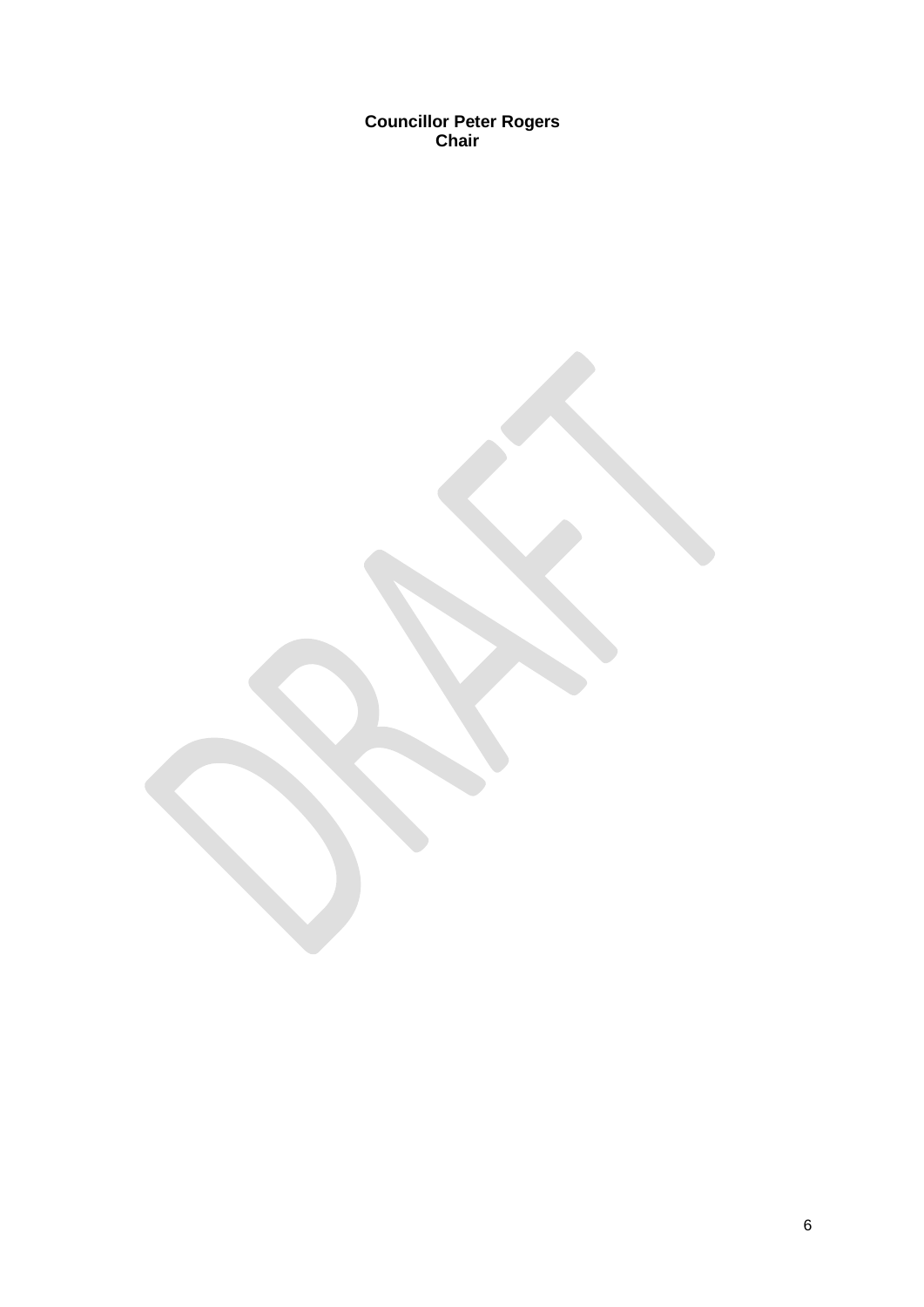**Councillor Peter Rogers**
**Chair**